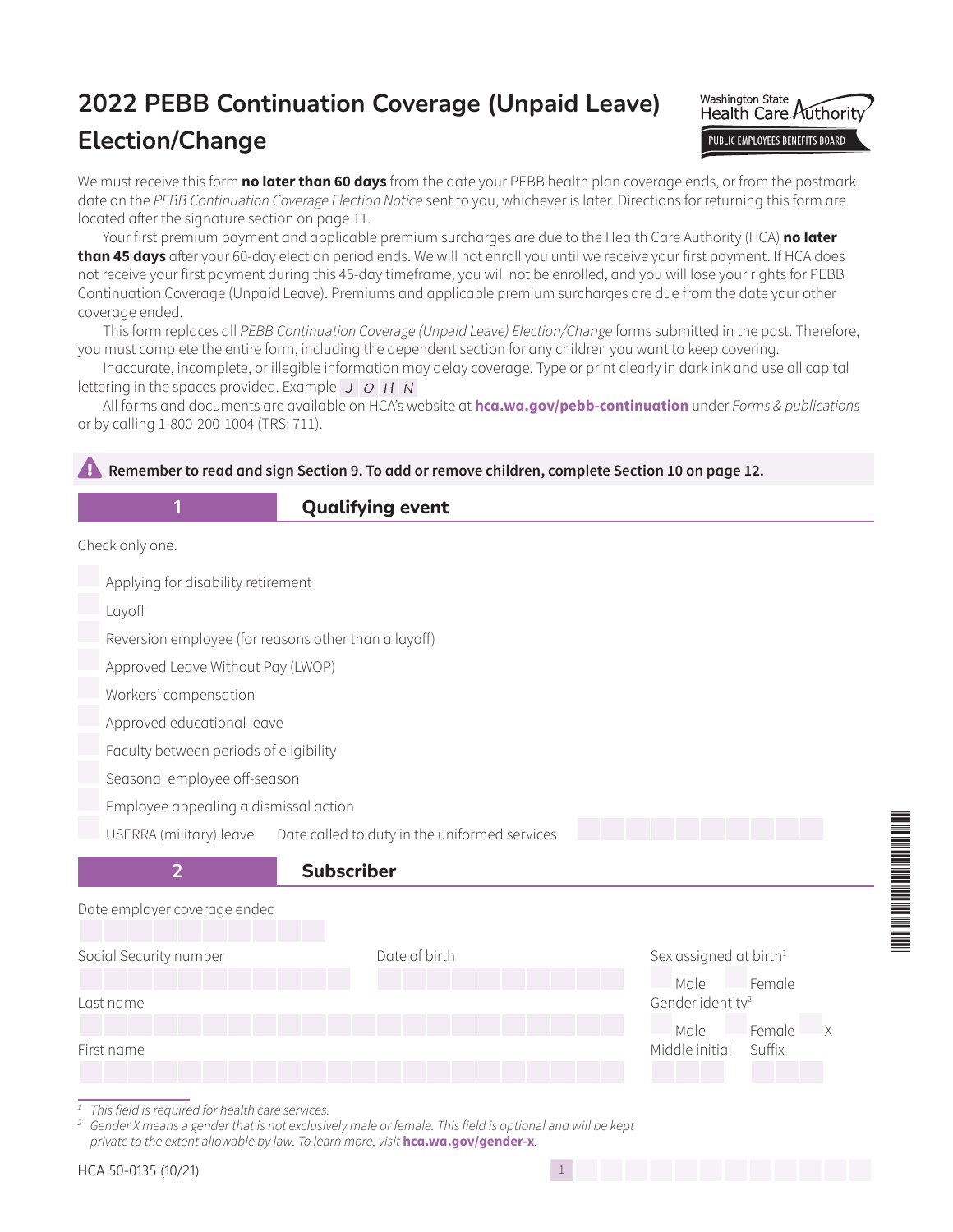# 2022 PEBB Continuation Coverage (Unpaid Leave) Election/Change

Washington State Health Care Authority
PUBLIC EMPLOYEES BENEFITS BOARD

We must receive this form **no later than 60 days** from the date your PEBB health plan coverage ends, or from the postmark date on the *PEBB Continuation Coverage Election Notice* sent to you, whichever is later. Directions for returning this form are located after the signature section on page 11.

Your first premium payment and applicable premium surcharges are due to the Health Care Authority (HCA) **no later than 45 days** after your 60-day election period ends. We will not enroll you until we receive your first payment. If HCA does not receive your first payment during this 45-day timeframe, you will not be enrolled, and you will lose your rights for PEBB Continuation Coverage (Unpaid Leave). Premiums and applicable premium surcharges are due from the date your other coverage ended.

This form replaces all *PEBB Continuation Coverage (Unpaid Leave) Election/Change* forms submitted in the past. Therefore, you must complete the entire form, including the dependent section for any children you want to keep covering.

Inaccurate, incomplete, or illegible information may delay coverage. Type or print clearly in dark ink and use all capital lettering in the spaces provided. Example J O H N

All forms and documents are available on HCA's website at **hca.wa.gov/pebb-continuation** under *Forms & publications* or by calling 1-800-200-1004 (TRS: 711).

**Remember to read and sign Section 9. To add or remove children, complete Section 10 on page 12.**

## 1 Qualifying event

Check only one.

- ☐ Applying for disability retirement
- ☐ Layoff
- ☐ Reversion employee (for reasons other than a layoff)
- ☐ Approved Leave Without Pay (LWOP)
- ☐ Workers' compensation
- ☐ Approved educational leave
- ☐ Faculty between periods of eligibility
- ☐ Seasonal employee off-season
- ☐ Employee appealing a dismissal action
- ☐ USERRA (military) leave Date called to duty in the uniformed services

## 2 Subscriber

Date employer coverage ended

Social Security number

Date of birth

Sex assigned at birth[1]
☐ Male ☐ Female

Last name

Gender identity[2]
☐ Male ☐ Female ☐ X

First name

Middle initial

Suffix

[1] *This field is required for health care services.*

[2] *Gender X means a gender that is not exclusively male or female. This field is optional and will be kept private to the extent allowable by law. To learn more, visit* **hca.wa.gov/gender-x**.

HCA 50-0135 (10/21)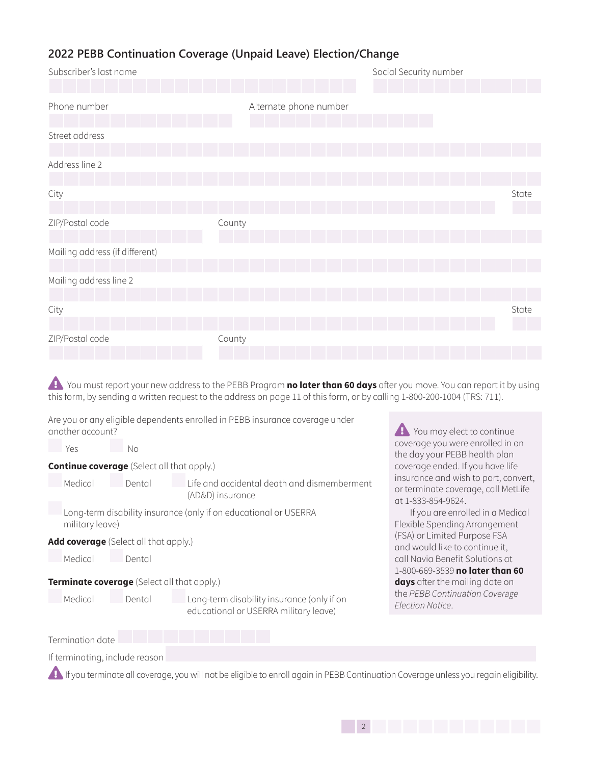## 2022 PEBB Continuation Coverage (Unpaid Leave) Election/Change

Subscriber's last name

Social Security number

Phone number

Alternate phone number

Street address

Address line 2

City

State

ZIP/Postal code

County

Mailing address (if different)

Mailing address line 2

City

State

ZIP/Postal code

County

⚠ You must report your new address to the PEBB Program **no later than 60 days** after you move. You can report it by using this form, by sending a written request to the address on page 11 of this form, or by calling 1-800-200-1004 (TRS: 711).

Are you or any eligible dependents enrolled in PEBB insurance coverage under another account?

☐ Yes ☐ No

**Continue coverage** (Select all that apply.)

☐ Medical ☐ Dental ☐ Life and accidental death and dismemberment (AD&D) insurance

☐ Long-term disability insurance (only if on educational or USERRA military leave)

**Add coverage** (Select all that apply.)

☐ Medical ☐ Dental

**Terminate coverage** (Select all that apply.)

☐ Medical ☐ Dental ☐ Long-term disability insurance (only if on educational or USERRA military leave)

⚠ You may elect to continue coverage you were enrolled in on the day your PEBB health plan coverage ended. If you have life insurance and wish to port, convert, or terminate coverage, call MetLife at 1-833-854-9624.

If you are enrolled in a Medical Flexible Spending Arrangement (FSA) or Limited Purpose FSA and would like to continue it, call Navia Benefit Solutions at 1-800-669-3539 **no later than 60 days** after the mailing date on the *PEBB Continuation Coverage Election Notice*.

Termination date

If terminating, include reason

⚠ If you terminate all coverage, you will not be eligible to enroll again in PEBB Continuation Coverage unless you regain eligibility.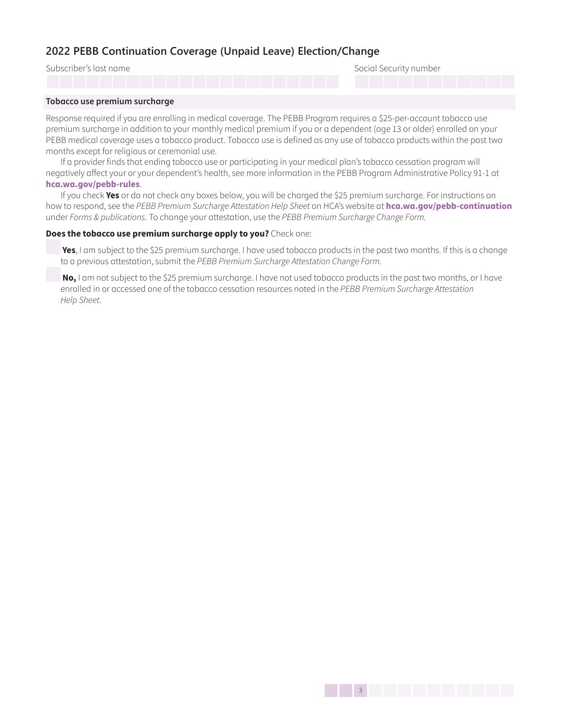## 2022 PEBB Continuation Coverage (Unpaid Leave) Election/Change

Subscriber's last name

Social Security number

### Tobacco use premium surcharge

Response required if you are enrolling in medical coverage. The PEBB Program requires a $25-per-account tobacco use premium surcharge in addition to your monthly medical premium if you or a dependent (age 13 or older) enrolled on your PEBB medical coverage uses a tobacco product. Tobacco use is defined as any use of tobacco products within the past two months except for religious or ceremonial use.

If a provider finds that ending tobacco use or participating in your medical plan's tobacco cessation program will negatively affect your or your dependent's health, see more information in the PEBB Program Administrative Policy 91-1 at **hca.wa.gov/pebb-rules**.

If you check **Yes** or do not check any boxes below, you will be charged the $25 premium surcharge. For instructions on how to respond, see the *PEBB Premium Surcharge Attestation Help Sheet* on HCA's website at **hca.wa.gov/pebb-continuation** under *Forms & publications*. To change your attestation, use the *PEBB Premium Surcharge Change Form.*

**Does the tobacco use premium surcharge apply to you?** Check one:

- **Yes**, I am subject to the $25 premium surcharge. I have used tobacco products in the past two months. If this is a change to a previous attestation, submit the *PEBB Premium Surcharge Attestation Change Form.*
- **No,** I am not subject to the $25 premium surcharge. I have not used tobacco products in the past two months, or I have enrolled in or accessed one of the tobacco cessation resources noted in the *PEBB Premium Surcharge Attestation Help Sheet.*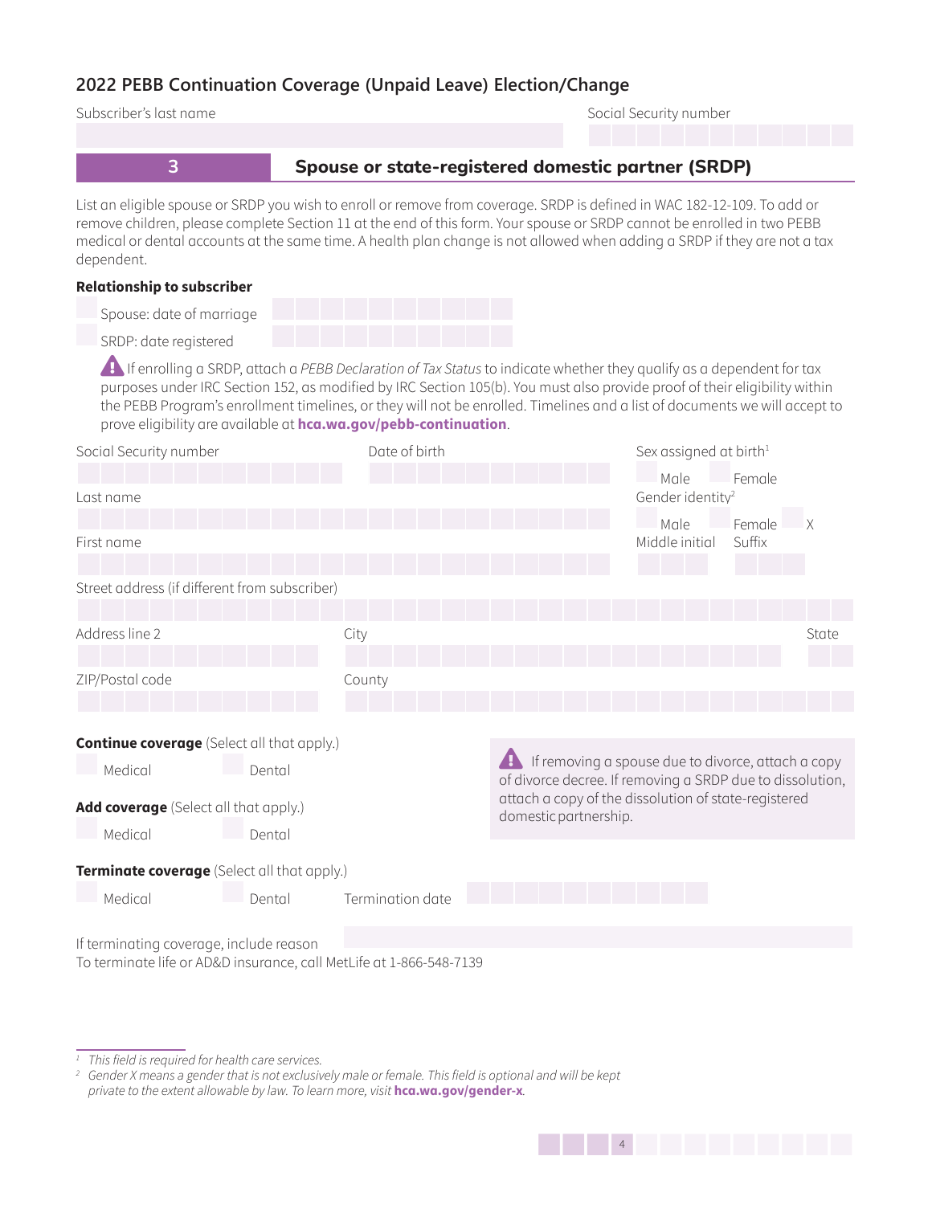## 2022 PEBB Continuation Coverage (Unpaid Leave) Election/Change

Subscriber's last name

Social Security number

### 3 Spouse or state-registered domestic partner (SRDP)

List an eligible spouse or SRDP you wish to enroll or remove from coverage. SRDP is defined in WAC 182-12-109. To add or remove children, please complete Section 11 at the end of this form. Your spouse or SRDP cannot be enrolled in two PEBB medical or dental accounts at the same time. A health plan change is not allowed when adding a SRDP if they are not a tax dependent.

**Relationship to subscriber**

- ☐ Spouse: date of marriage
- ☐ SRDP: date registered

⚠ If enrolling a SRDP, attach a *PEBB Declaration of Tax Status* to indicate whether they qualify as a dependent for tax purposes under IRC Section 152, as modified by IRC Section 105(b). You must also provide proof of their eligibility within the PEBB Program's enrollment timelines, or they will not be enrolled. Timelines and a list of documents we will accept to prove eligibility are available at **hca.wa.gov/pebb-continuation**.

Social Security number

Date of birth

Sex assigned at birth[1]
- ☐ Male
- ☐ Female

Last name

Gender identity[2]
- ☐ Male
- ☐ Female
- ☐ X

First name

Middle initial

Suffix

Street address (if different from subscriber)

Address line 2

City

State

ZIP/Postal code

County

**Continue coverage** (Select all that apply.)
- ☐ Medical
- ☐ Dental

**Add coverage** (Select all that apply.)
- ☐ Medical
- ☐ Dental

⚠ If removing a spouse due to divorce, attach a copy of divorce decree. If removing a SRDP due to dissolution, attach a copy of the dissolution of state-registered domestic partnership.

**Terminate coverage** (Select all that apply.)
- ☐ Medical
- ☐ Dental

Termination date

If terminating coverage, include reason

To terminate life or AD&D insurance, call MetLife at 1-866-548-7139

---

[1] *This field is required for health care services.*

[2] *Gender X means a gender that is not exclusively male or female. This field is optional and will be kept private to the extent allowable by law. To learn more, visit* ***hca.wa.gov/gender-x****.*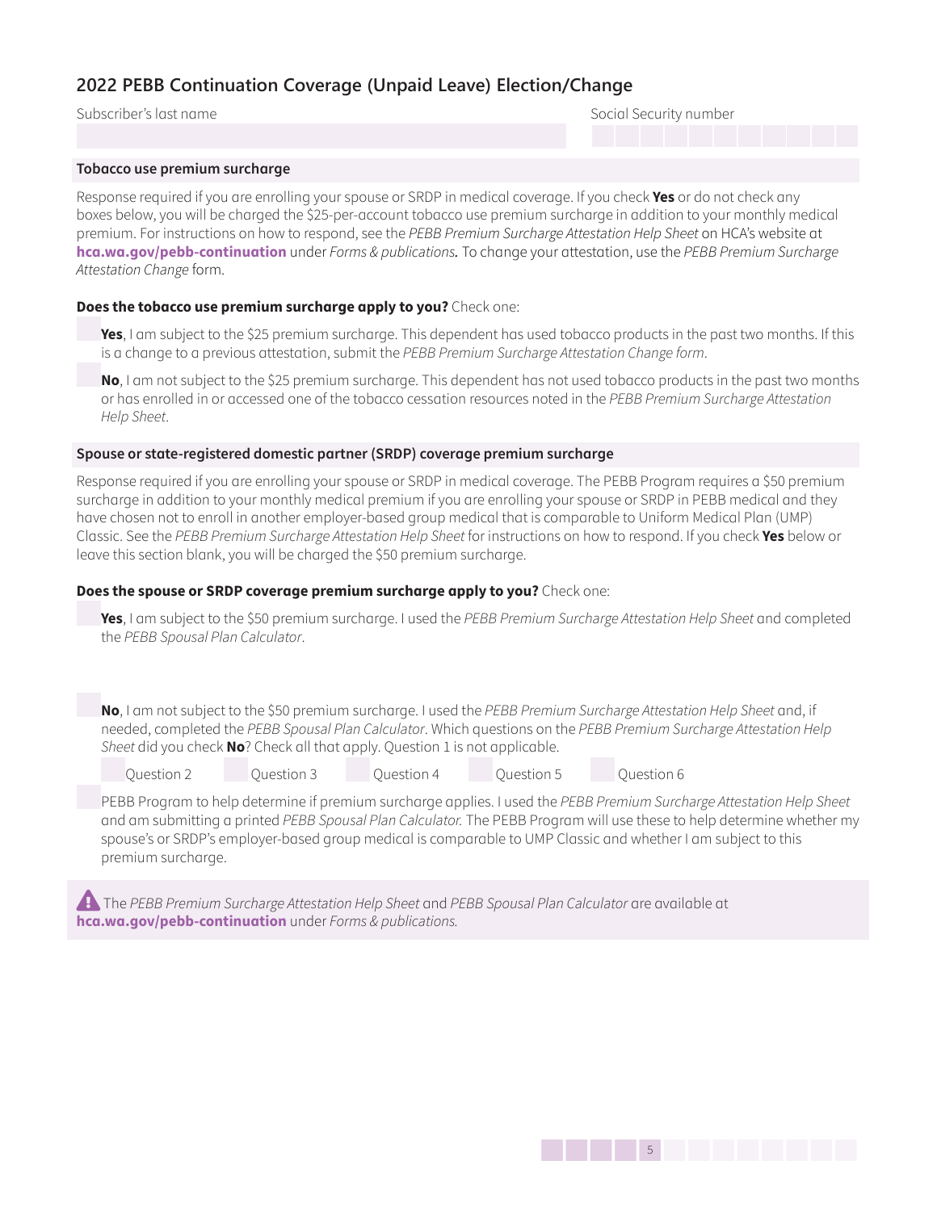# 2022 PEBB Continuation Coverage (Unpaid Leave) Election/Change

Subscriber's last name

Social Security number

## Tobacco use premium surcharge

Response required if you are enrolling your spouse or SRDP in medical coverage. If you check **Yes** or do not check any boxes below, you will be charged the $25-per-account tobacco use premium surcharge in addition to your monthly medical premium. For instructions on how to respond, see the *PEBB Premium Surcharge Attestation Help Sheet* on HCA's website at **hca.wa.gov/pebb-continuation** under *Forms & publications.* To change your attestation, use the *PEBB Premium Surcharge Attestation Change* form.

**Does the tobacco use premium surcharge apply to you?** Check one:

- ☐ **Yes**, I am subject to the $25 premium surcharge. This dependent has used tobacco products in the past two months. If this is a change to a previous attestation, submit the *PEBB Premium Surcharge Attestation Change form*.
- ☐ **No**, I am not subject to the $25 premium surcharge. This dependent has not used tobacco products in the past two months or has enrolled in or accessed one of the tobacco cessation resources noted in the *PEBB Premium Surcharge Attestation Help Sheet*.

## Spouse or state-registered domestic partner (SRDP) coverage premium surcharge

Response required if you are enrolling your spouse or SRDP in medical coverage. The PEBB Program requires a $50 premium surcharge in addition to your monthly medical premium if you are enrolling your spouse or SRDP in PEBB medical and they have chosen not to enroll in another employer-based group medical that is comparable to Uniform Medical Plan (UMP) Classic. See the *PEBB Premium Surcharge Attestation Help Sheet* for instructions on how to respond. If you check **Yes** below or leave this section blank, you will be charged the $50 premium surcharge.

**Does the spouse or SRDP coverage premium surcharge apply to you?** Check one:

- ☐ **Yes**, I am subject to the $50 premium surcharge. I used the *PEBB Premium Surcharge Attestation Help Sheet* and completed the *PEBB Spousal Plan Calculator*.
- ☐ **No**, I am not subject to the $50 premium surcharge. I used the *PEBB Premium Surcharge Attestation Help Sheet* and, if needed, completed the *PEBB Spousal Plan Calculator*. Which questions on the *PEBB Premium Surcharge Attestation Help Sheet* did you check **No**? Check all that apply. Question 1 is not applicable.

  ☐ Question 2 ☐ Question 3 ☐ Question 4 ☐ Question 5 ☐ Question 6
- ☐ PEBB Program to help determine if premium surcharge applies. I used the *PEBB Premium Surcharge Attestation Help Sheet* and am submitting a printed *PEBB Spousal Plan Calculator.* The PEBB Program will use these to help determine whether my spouse's or SRDP's employer-based group medical is comparable to UMP Classic and whether I am subject to this premium surcharge.

⚠ The *PEBB Premium Surcharge Attestation Help Sheet* and *PEBB Spousal Plan Calculator* are available at **hca.wa.gov/pebb-continuation** under *Forms & publications.*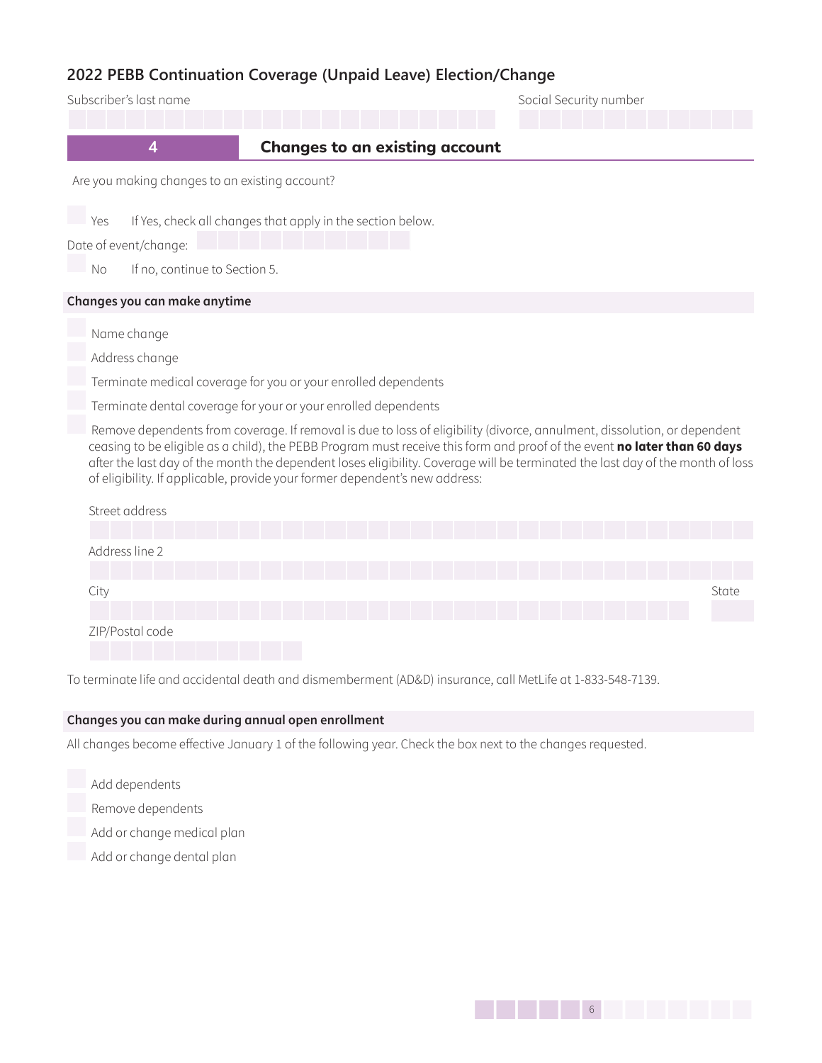## 2022 PEBB Continuation Coverage (Unpaid Leave) Election/Change

Subscriber's last name

Social Security number

## 4 Changes to an existing account

Are you making changes to an existing account?

- [ ] Yes   If Yes, check all changes that apply in the section below.

Date of event/change:

- [ ] No   If no, continue to Section 5.

### Changes you can make anytime

- [ ] Name change
- [ ] Address change
- [ ] Terminate medical coverage for you or your enrolled dependents
- [ ] Terminate dental coverage for your or your enrolled dependents
- [ ] Remove dependents from coverage. If removal is due to loss of eligibility (divorce, annulment, dissolution, or dependent ceasing to be eligible as a child), the PEBB Program must receive this form and proof of the event **no later than 60 days** after the last day of the month the dependent loses eligibility. Coverage will be terminated the last day of the month of loss of eligibility. If applicable, provide your former dependent's new address:

Street address

Address line 2

City

State

ZIP/Postal code

To terminate life and accidental death and dismemberment (AD&D) insurance, call MetLife at 1-833-548-7139.

### Changes you can make during annual open enrollment

All changes become effective January 1 of the following year. Check the box next to the changes requested.

- [ ] Add dependents
- [ ] Remove dependents
- [ ] Add or change medical plan
- [ ] Add or change dental plan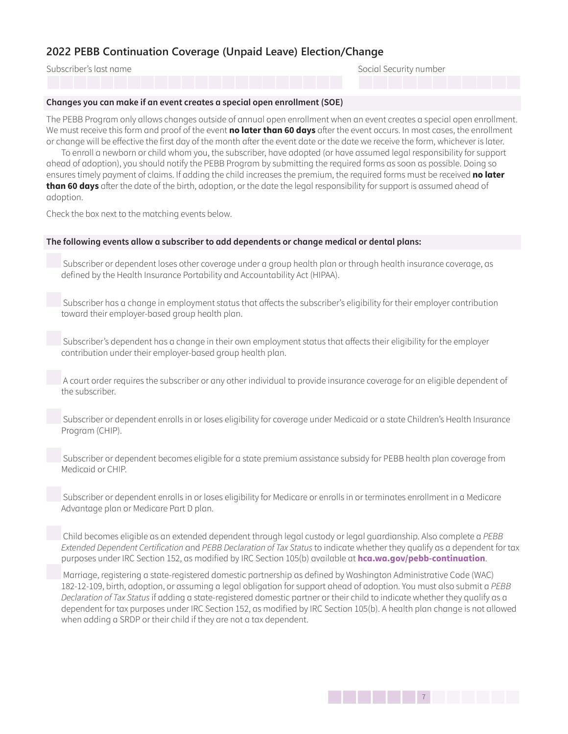## 2022 PEBB Continuation Coverage (Unpaid Leave) Election/Change

Subscriber's last name

Social Security number

### Changes you can make if an event creates a special open enrollment (SOE)

The PEBB Program only allows changes outside of annual open enrollment when an event creates a special open enrollment. We must receive this form and proof of the event **no later than 60 days** after the event occurs. In most cases, the enrollment or change will be effective the first day of the month after the event date or the date we receive the form, whichever is later.

To enroll a newborn or child whom you, the subscriber, have adopted (or have assumed legal responsibility for support ahead of adoption), you should notify the PEBB Program by submitting the required forms as soon as possible. Doing so ensures timely payment of claims. If adding the child increases the premium, the required forms must be received **no later than 60 days** after the date of the birth, adoption, or the date the legal responsibility for support is assumed ahead of adoption.

Check the box next to the matching events below.

### The following events allow a subscriber to add dependents or change medical or dental plans:

- ☐ Subscriber or dependent loses other coverage under a group health plan or through health insurance coverage, as defined by the Health Insurance Portability and Accountability Act (HIPAA).
- ☐ Subscriber has a change in employment status that affects the subscriber's eligibility for their employer contribution toward their employer-based group health plan.
- ☐ Subscriber's dependent has a change in their own employment status that affects their eligibility for the employer contribution under their employer-based group health plan.
- ☐ A court order requires the subscriber or any other individual to provide insurance coverage for an eligible dependent of the subscriber.
- ☐ Subscriber or dependent enrolls in or loses eligibility for coverage under Medicaid or a state Children's Health Insurance Program (CHIP).
- ☐ Subscriber or dependent becomes eligible for a state premium assistance subsidy for PEBB health plan coverage from Medicaid or CHIP.
- ☐ Subscriber or dependent enrolls in or loses eligibility for Medicare or enrolls in or terminates enrollment in a Medicare Advantage plan or Medicare Part D plan.
- ☐ Child becomes eligible as an extended dependent through legal custody or legal guardianship. Also complete a *PEBB Extended Dependent Certification* and *PEBB Declaration of Tax Status* to indicate whether they qualify as a dependent for tax purposes under IRC Section 152, as modified by IRC Section 105(b) available at **hca.wa.gov/pebb-continuation**.
- ☐ Marriage, registering a state-registered domestic partnership as defined by Washington Administrative Code (WAC) 182-12-109, birth, adoption, or assuming a legal obligation for support ahead of adoption. You must also submit a *PEBB Declaration of Tax Status* if adding a state-registered domestic partner or their child to indicate whether they qualify as a dependent for tax purposes under IRC Section 152, as modified by IRC Section 105(b). A health plan change is not allowed when adding a SRDP or their child if they are not a tax dependent.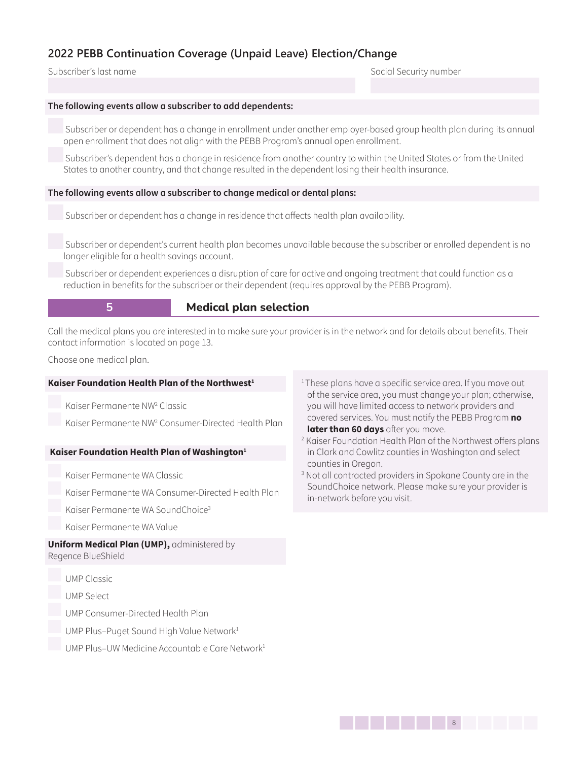## 2022 PEBB Continuation Coverage (Unpaid Leave) Election/Change

Subscriber's last name | Social Security number

**The following events allow a subscriber to add dependents:**

- ☐ Subscriber or dependent has a change in enrollment under another employer-based group health plan during its annual open enrollment that does not align with the PEBB Program's annual open enrollment.
- ☐ Subscriber's dependent has a change in residence from another country to within the United States or from the United States to another country, and that change resulted in the dependent losing their health insurance.

**The following events allow a subscriber to change medical or dental plans:**

- ☐ Subscriber or dependent has a change in residence that affects health plan availability.
- ☐ Subscriber or dependent's current health plan becomes unavailable because the subscriber or enrolled dependent is no longer eligible for a health savings account.
- ☐ Subscriber or dependent experiences a disruption of care for active and ongoing treatment that could function as a reduction in benefits for the subscriber or their dependent (requires approval by the PEBB Program).

## 5 Medical plan selection

Call the medical plans you are interested in to make sure your provider is in the network and for details about benefits. Their contact information is located on page 13.

Choose one medical plan.

**Kaiser Foundation Health Plan of the Northwest**[1]

- ☐ Kaiser Permanente NW[2] Classic
- ☐ Kaiser Permanente NW[2] Consumer-Directed Health Plan

**Kaiser Foundation Health Plan of Washington**[1]

- ☐ Kaiser Permanente WA Classic
- ☐ Kaiser Permanente WA Consumer-Directed Health Plan
- ☐ Kaiser Permanente WA SoundChoice[3]
- ☐ Kaiser Permanente WA Value

**Uniform Medical Plan (UMP),** administered by Regence BlueShield

- ☐ UMP Classic
- ☐ UMP Select
- ☐ UMP Consumer-Directed Health Plan
- ☐ UMP Plus–Puget Sound High Value Network[1]
- ☐ UMP Plus–UW Medicine Accountable Care Network[1]

[1] These plans have a specific service area. If you move out of the service area, you must change your plan; otherwise, you will have limited access to network providers and covered services. You must notify the PEBB Program **no later than 60 days** after you move.

[2] Kaiser Foundation Health Plan of the Northwest offers plans in Clark and Cowlitz counties in Washington and select counties in Oregon.

[3] Not all contracted providers in Spokane County are in the SoundChoice network. Please make sure your provider is in-network before you visit.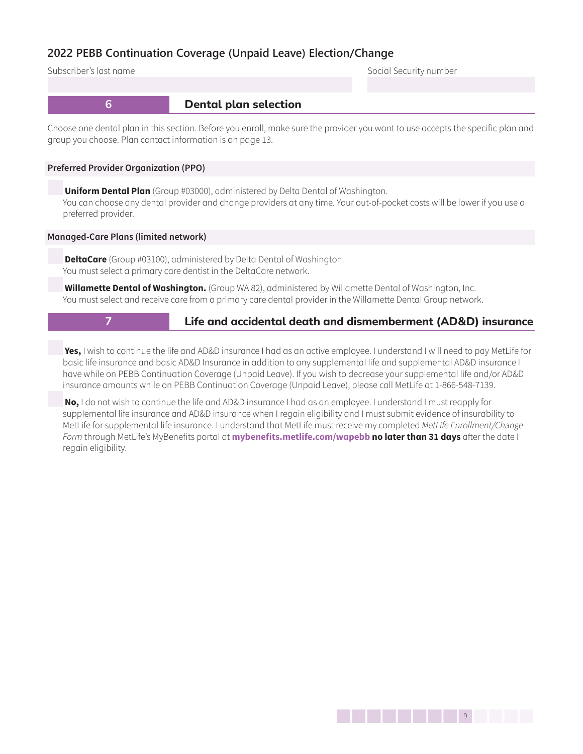## 2022 PEBB Continuation Coverage (Unpaid Leave) Election/Change

Subscriber's last name

Social Security number

### 6 Dental plan selection

Choose one dental plan in this section. Before you enroll, make sure the provider you want to use accepts the specific plan and group you choose. Plan contact information is on page 13.

**Preferred Provider Organization (PPO)**

- [ ] **Uniform Dental Plan** (Group #03000), administered by Delta Dental of Washington. You can choose any dental provider and change providers at any time. Your out-of-pocket costs will be lower if you use a preferred provider.

**Managed-Care Plans (limited network)**

- [ ] **DeltaCare** (Group #03100), administered by Delta Dental of Washington. You must select a primary care dentist in the DeltaCare network.
- [ ] **Willamette Dental of Washington.** (Group WA 82), administered by Willamette Dental of Washington, Inc. You must select and receive care from a primary care dental provider in the Willamette Dental Group network.

### 7 Life and accidental death and dismemberment (AD&D) insurance

- [ ] **Yes,** I wish to continue the life and AD&D insurance I had as an active employee. I understand I will need to pay MetLife for basic life insurance and basic AD&D Insurance in addition to any supplemental life and supplemental AD&D insurance I have while on PEBB Continuation Coverage (Unpaid Leave). If you wish to decrease your supplemental life and/or AD&D insurance amounts while on PEBB Continuation Coverage (Unpaid Leave), please call MetLife at 1-866-548-7139.
- [ ] **No,** I do not wish to continue the life and AD&D insurance I had as an employee. I understand I must reapply for supplemental life insurance and AD&D insurance when I regain eligibility and I must submit evidence of insurability to MetLife for supplemental life insurance. I understand that MetLife must receive my completed *MetLife Enrollment/Change Form* through MetLife's MyBenefits portal at **mybenefits.metlife.com/wapebb** **no later than 31 days** after the date I regain eligibility.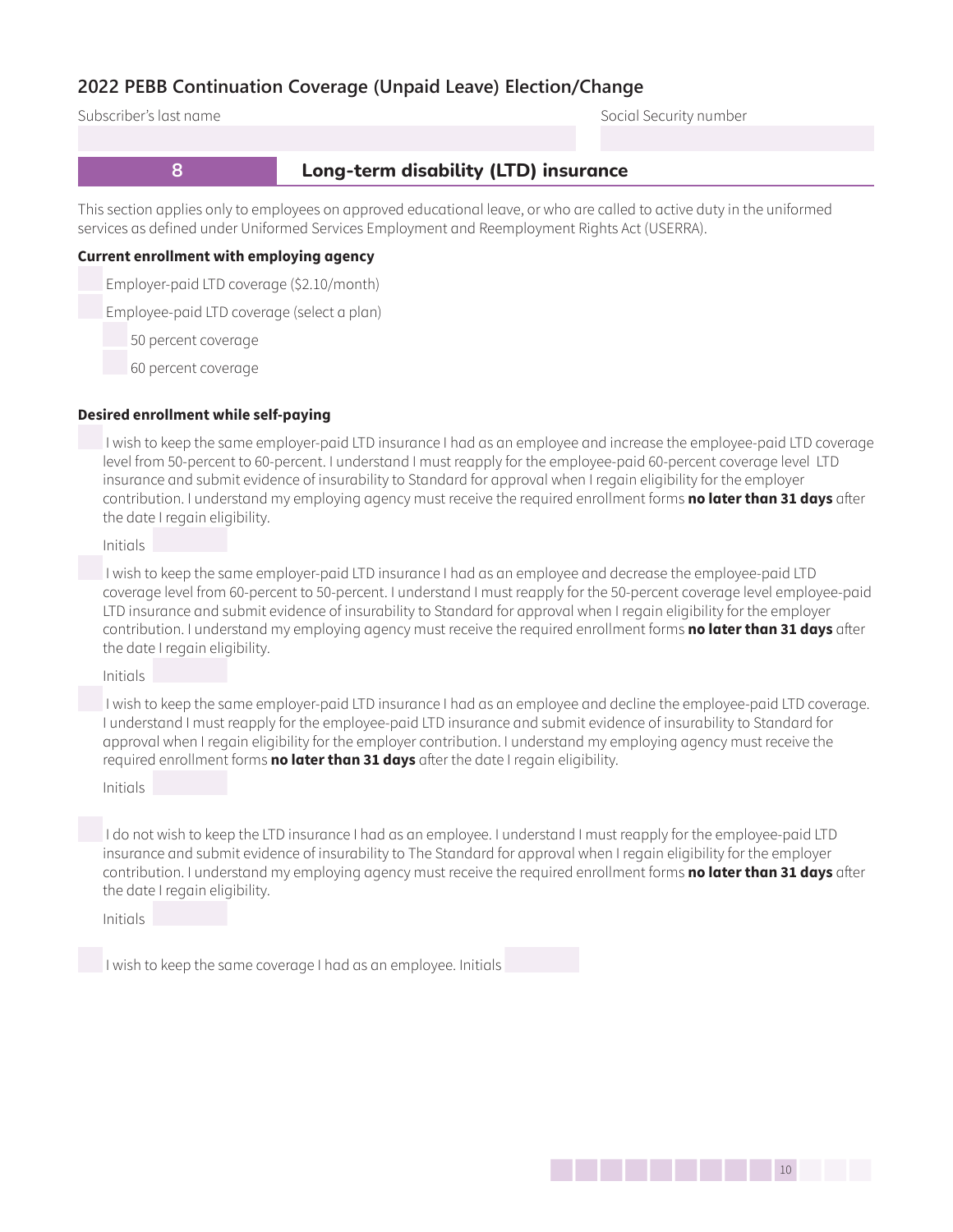## 2022 PEBB Continuation Coverage (Unpaid Leave) Election/Change

Subscriber's last name

Social Security number

## 8 Long-term disability (LTD) insurance

This section applies only to employees on approved educational leave, or who are called to active duty in the uniformed services as defined under Uniformed Services Employment and Reemployment Rights Act (USERRA).

**Current enrollment with employing agency**

- ☐ Employer-paid LTD coverage ($2.10/month)
- ☐ Employee-paid LTD coverage (select a plan)
  - ☐ 50 percent coverage
  - ☐ 60 percent coverage

**Desired enrollment while self-paying**

☐ I wish to keep the same employer-paid LTD insurance I had as an employee and increase the employee-paid LTD coverage level from 50-percent to 60-percent. I understand I must reapply for the employee-paid 60-percent coverage level LTD insurance and submit evidence of insurability to Standard for approval when I regain eligibility for the employer contribution. I understand my employing agency must receive the required enrollment forms **no later than 31 days** after the date I regain eligibility.

Initials

☐ I wish to keep the same employer-paid LTD insurance I had as an employee and decrease the employee-paid LTD coverage level from 60-percent to 50-percent. I understand I must reapply for the 50-percent coverage level employee-paid LTD insurance and submit evidence of insurability to Standard for approval when I regain eligibility for the employer contribution. I understand my employing agency must receive the required enrollment forms **no later than 31 days** after the date I regain eligibility.

Initials

☐ I wish to keep the same employer-paid LTD insurance I had as an employee and decline the employee-paid LTD coverage. I understand I must reapply for the employee-paid LTD insurance and submit evidence of insurability to Standard for approval when I regain eligibility for the employer contribution. I understand my employing agency must receive the required enrollment forms **no later than 31 days** after the date I regain eligibility.

Initials

☐ I do not wish to keep the LTD insurance I had as an employee. I understand I must reapply for the employee-paid LTD insurance and submit evidence of insurability to The Standard for approval when I regain eligibility for the employer contribution. I understand my employing agency must receive the required enrollment forms **no later than 31 days** after the date I regain eligibility.

Initials

☐ I wish to keep the same coverage I had as an employee. Initials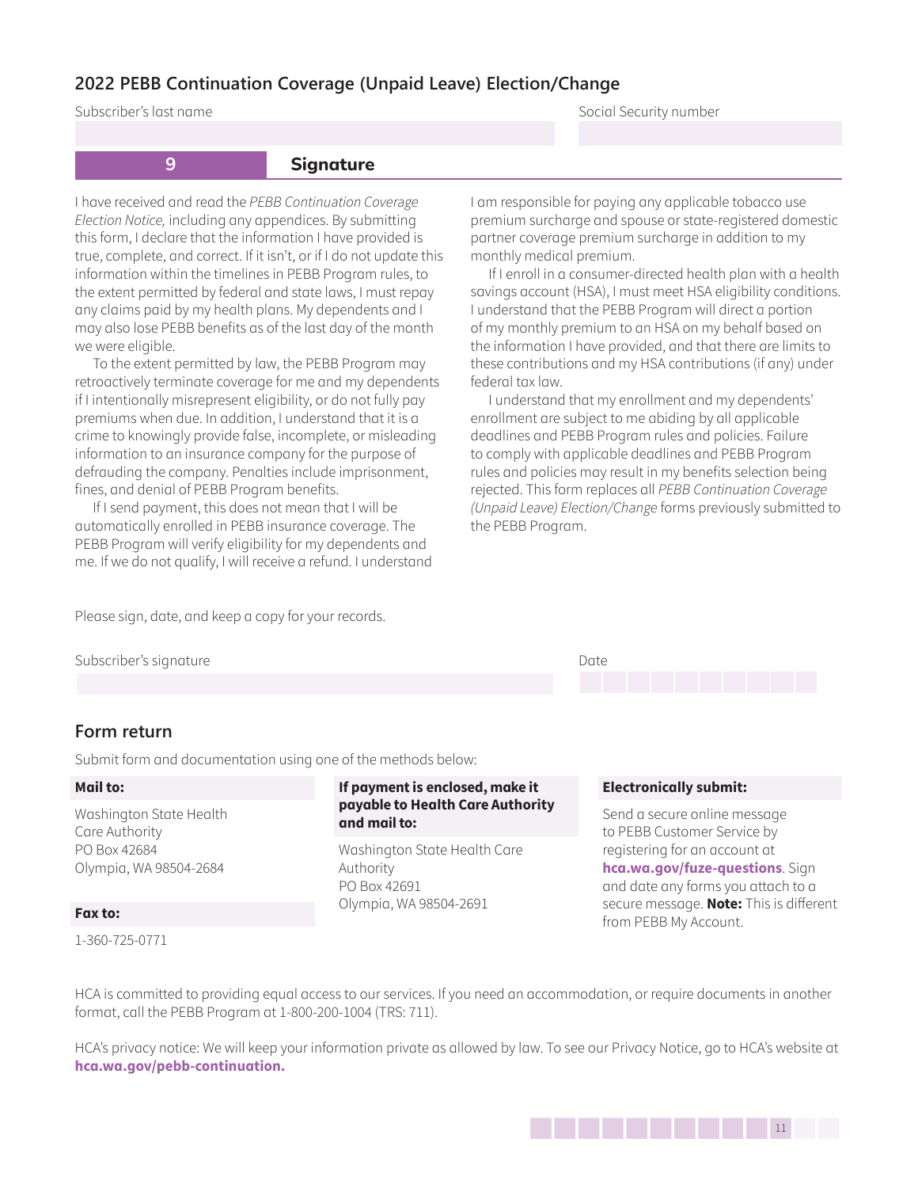## 2022 PEBB Continuation Coverage (Unpaid Leave) Election/Change

Subscriber's last name

Social Security number

### 9 Signature

I have received and read the *PEBB Continuation Coverage Election Notice,* including any appendices. By submitting this form, I declare that the information I have provided is true, complete, and correct. If it isn't, or if I do not update this information within the timelines in PEBB Program rules, to the extent permitted by federal and state laws, I must repay any claims paid by my health plans. My dependents and I may also lose PEBB benefits as of the last day of the month we were eligible.

To the extent permitted by law, the PEBB Program may retroactively terminate coverage for me and my dependents if I intentionally misrepresent eligibility, or do not fully pay premiums when due. In addition, I understand that it is a crime to knowingly provide false, incomplete, or misleading information to an insurance company for the purpose of defrauding the company. Penalties include imprisonment, fines, and denial of PEBB Program benefits.

If I send payment, this does not mean that I will be automatically enrolled in PEBB insurance coverage. The PEBB Program will verify eligibility for my dependents and me. If we do not qualify, I will receive a refund. I understand I am responsible for paying any applicable tobacco use premium surcharge and spouse or state-registered domestic partner coverage premium surcharge in addition to my monthly medical premium.

If I enroll in a consumer-directed health plan with a health savings account (HSA), I must meet HSA eligibility conditions. I understand that the PEBB Program will direct a portion of my monthly premium to an HSA on my behalf based on the information I have provided, and that there are limits to these contributions and my HSA contributions (if any) under federal tax law.

I understand that my enrollment and my dependents' enrollment are subject to me abiding by all applicable deadlines and PEBB Program rules and policies. Failure to comply with applicable deadlines and PEBB Program rules and policies may result in my benefits selection being rejected. This form replaces all *PEBB Continuation Coverage (Unpaid Leave) Election/Change* forms previously submitted to the PEBB Program.

Please sign, date, and keep a copy for your records.

Subscriber's signature

Date

## Form return

Submit form and documentation using one of the methods below:

**Mail to:**

Washington State Health Care Authority
PO Box 42684
Olympia, WA 98504-2684

**Fax to:**

1-360-725-0771

**If payment is enclosed, make it payable to Health Care Authority and mail to:**

Washington State Health Care Authority
PO Box 42691
Olympia, WA 98504-2691

**Electronically submit:**

Send a secure online message to PEBB Customer Service by registering for an account at **hca.wa.gov/fuze-questions**. Sign and date any forms you attach to a secure message. **Note:** This is different from PEBB My Account.

HCA is committed to providing equal access to our services. If you need an accommodation, or require documents in another format, call the PEBB Program at 1-800-200-1004 (TRS: 711).

HCA's privacy notice: We will keep your information private as allowed by law. To see our Privacy Notice, go to HCA's website at **hca.wa.gov/pebb-continuation.**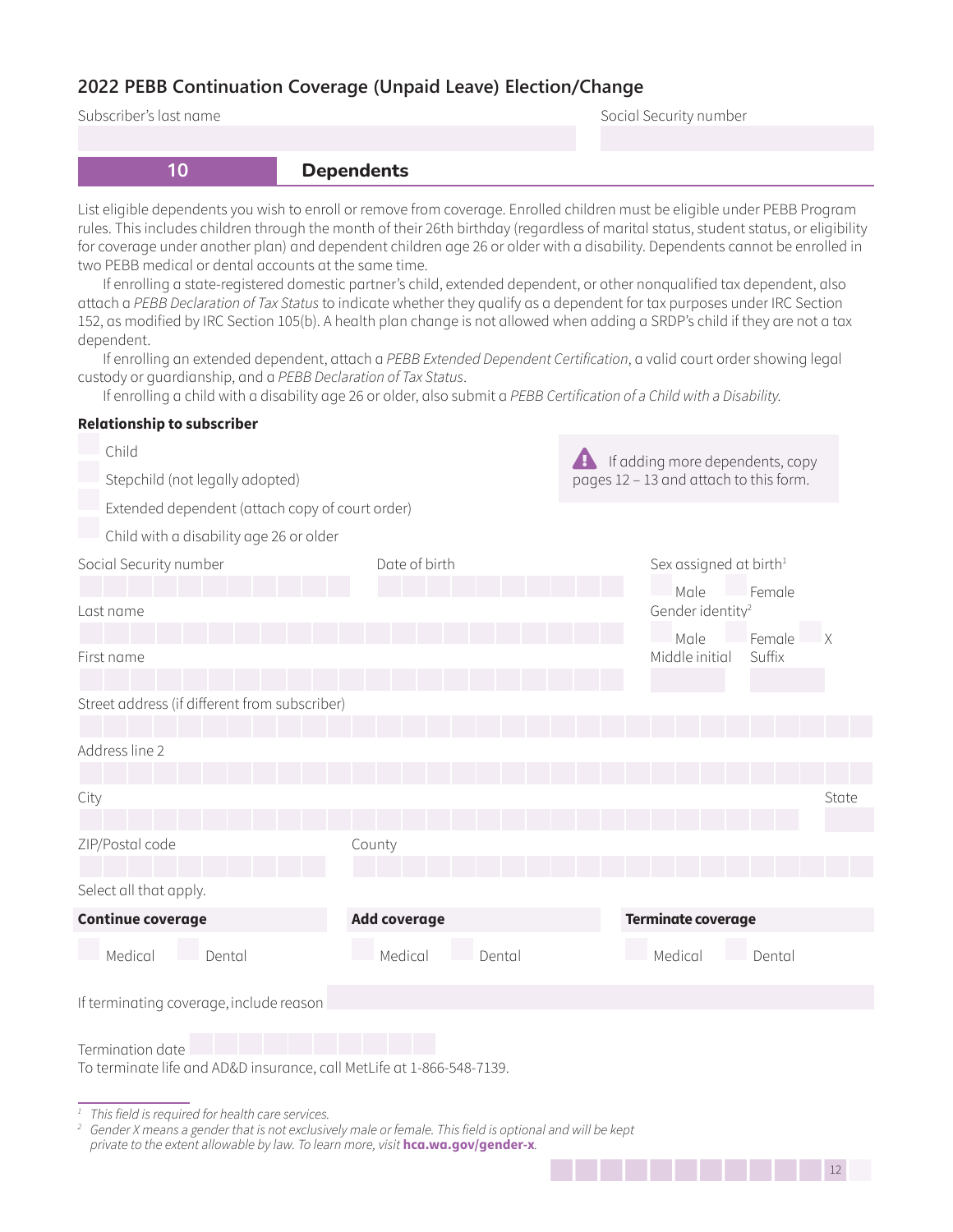## 2022 PEBB Continuation Coverage (Unpaid Leave) Election/Change

Subscriber's last name

Social Security number

### 10 Dependents

List eligible dependents you wish to enroll or remove from coverage. Enrolled children must be eligible under PEBB Program rules. This includes children through the month of their 26th birthday (regardless of marital status, student status, or eligibility for coverage under another plan) and dependent children age 26 or older with a disability. Dependents cannot be enrolled in two PEBB medical or dental accounts at the same time.

If enrolling a state-registered domestic partner's child, extended dependent, or other nonqualified tax dependent, also attach a *PEBB Declaration of Tax Status* to indicate whether they qualify as a dependent for tax purposes under IRC Section 152, as modified by IRC Section 105(b). A health plan change is not allowed when adding a SRDP's child if they are not a tax dependent.

If enrolling an extended dependent, attach a *PEBB Extended Dependent Certification*, a valid court order showing legal custody or guardianship, and a *PEBB Declaration of Tax Status*.

If enrolling a child with a disability age 26 or older, also submit a *PEBB Certification of a Child with a Disability.*

**Relationship to subscriber**

- ☐ Child
- ☐ Stepchild (not legally adopted)
- ☐ Extended dependent (attach copy of court order)
- ☐ Child with a disability age 26 or older

⚠ If adding more dependents, copy pages 12 – 13 and attach to this form.

Social Security number

Date of birth

Sex assigned at birth[1] ☐ Male ☐ Female

Last name

Gender identity[2] ☐ Male ☐ Female ☐ X

First name

Middle initial

Suffix

Street address (if different from subscriber)

Address line 2

City

State

ZIP/Postal code

County

Select all that apply.

| **Continue coverage** | **Add coverage** | **Terminate coverage** |
|---|---|---|
| ☐ Medical ☐ Dental | ☐ Medical ☐ Dental | ☐ Medical ☐ Dental |

If terminating coverage, include reason

Termination date

To terminate life and AD&D insurance, call MetLife at 1-866-548-7139.

---

[1] *This field is required for health care services.*

[2] *Gender X means a gender that is not exclusively male or female. This field is optional and will be kept private to the extent allowable by law. To learn more, visit* **hca.wa.gov/gender-x**.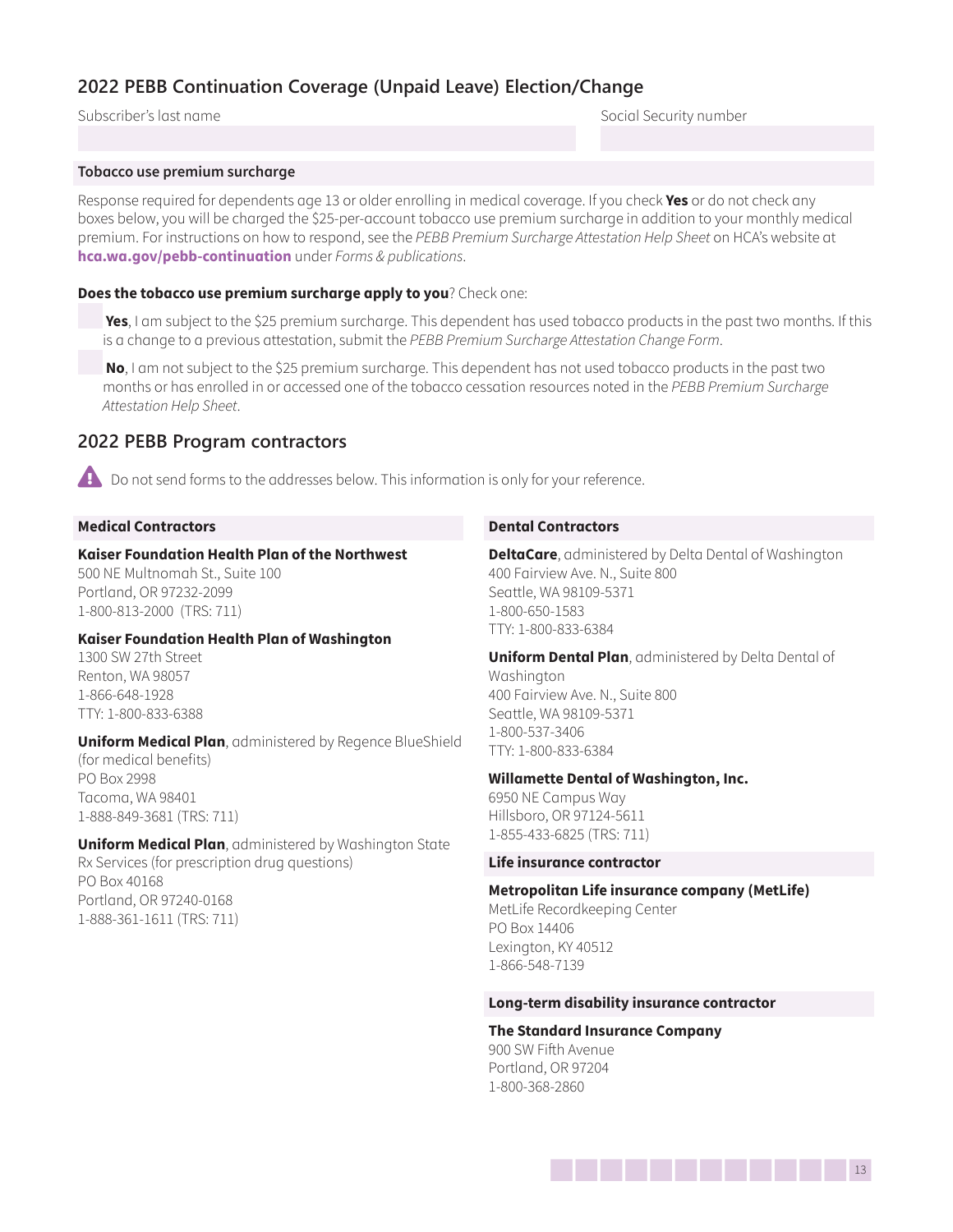## 2022 PEBB Continuation Coverage (Unpaid Leave) Election/Change

Subscriber's last name

Social Security number

### Tobacco use premium surcharge

Response required for dependents age 13 or older enrolling in medical coverage. If you check **Yes** or do not check any boxes below, you will be charged the $25-per-account tobacco use premium surcharge in addition to your monthly medical premium. For instructions on how to respond, see the *PEBB Premium Surcharge Attestation Help Sheet* on HCA's website at **hca.wa.gov/pebb-continuation** under *Forms & publications*.

**Does the tobacco use premium surcharge apply to you**? Check one:

- ☐ **Yes**, I am subject to the $25 premium surcharge. This dependent has used tobacco products in the past two months. If this is a change to a previous attestation, submit the *PEBB Premium Surcharge Attestation Change Form*.
- ☐ **No**, I am not subject to the $25 premium surcharge. This dependent has not used tobacco products in the past two months or has enrolled in or accessed one of the tobacco cessation resources noted in the *PEBB Premium Surcharge Attestation Help Sheet*.

## 2022 PEBB Program contractors

Do not send forms to the addresses below. This information is only for your reference.

### Medical Contractors

**Kaiser Foundation Health Plan of the Northwest**
500 NE Multnomah St., Suite 100
Portland, OR 97232-2099
1-800-813-2000 (TRS: 711)

**Kaiser Foundation Health Plan of Washington**
1300 SW 27th Street
Renton, WA 98057
1-866-648-1928
TTY: 1-800-833-6388

**Uniform Medical Plan**, administered by Regence BlueShield (for medical benefits)
PO Box 2998
Tacoma, WA 98401
1-888-849-3681 (TRS: 711)

**Uniform Medical Plan**, administered by Washington State Rx Services (for prescription drug questions)
PO Box 40168
Portland, OR 97240-0168
1-888-361-1611 (TRS: 711)

### Dental Contractors

**DeltaCare**, administered by Delta Dental of Washington
400 Fairview Ave. N., Suite 800
Seattle, WA 98109-5371
1-800-650-1583
TTY: 1-800-833-6384

**Uniform Dental Plan**, administered by Delta Dental of Washington
400 Fairview Ave. N., Suite 800
Seattle, WA 98109-5371
1-800-537-3406
TTY: 1-800-833-6384

**Willamette Dental of Washington, Inc.**
6950 NE Campus Way
Hillsboro, OR 97124-5611
1-855-433-6825 (TRS: 711)

### Life insurance contractor

**Metropolitan Life insurance company (MetLife)**
MetLife Recordkeeping Center
PO Box 14406
Lexington, KY 40512
1-866-548-7139

### Long-term disability insurance contractor

**The Standard Insurance Company**
900 SW Fifth Avenue
Portland, OR 97204
1-800-368-2860